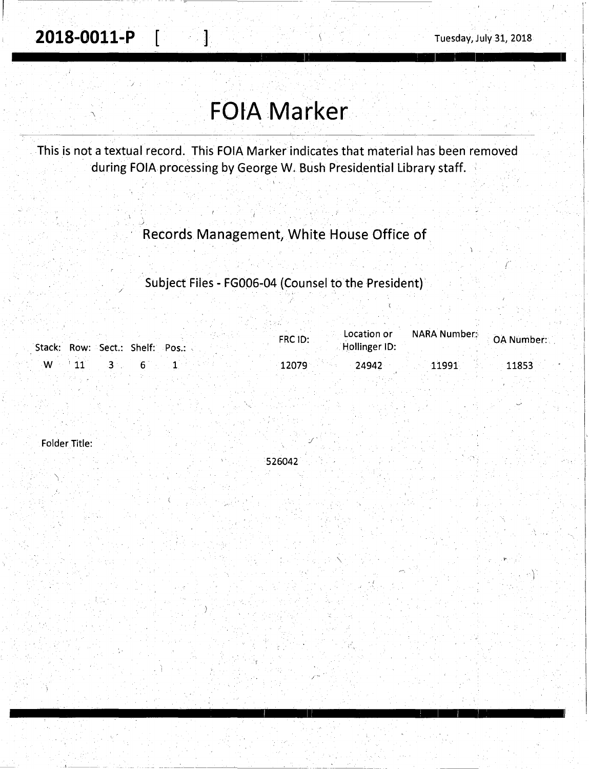**2018-0011-P [ ]** Tuesday, July 31, 2018

# FOIA Marker

This is not a textual record. This FOIA Marker indicates that material has been removed during FOIA processing by George W. Bush Presidential Library staff.

Records Management, White House Office of

Subject Files - FG006-04 (Counsel to the President)

| Stack: | Row: | Sect.: | Shelf: | Pos.: | FRC ID: | Location or Hollinger ID: | NARA Number: | OA Number: |
|---|---|---|---|---|---|---|---|---|
| W | 11 | 3 | 6 | 1 | 12079 | 24942 | 11991 | 11853 |

Folder Title:

526042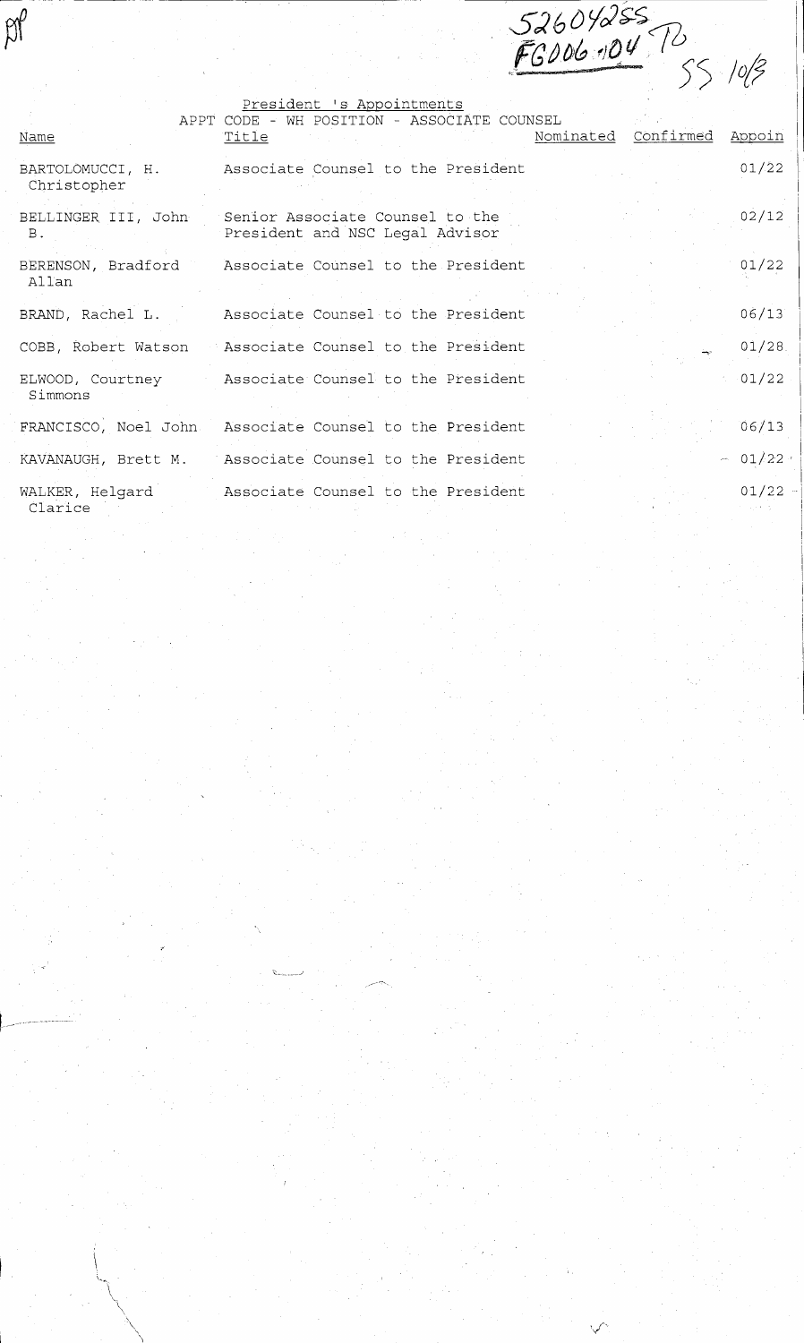BP

526042SS
FG006-104 TO
SS 10/3

President 's Appointments

APPT CODE - WH POSITION - ASSOCIATE COUNSEL

| Name | Title | Nominated | Confirmed | Appoin |
|---|---|---|---|---|
| BARTOLOMUCCI, H. Christopher | Associate Counsel to the President | | | 01/22 |
| BELLINGER III, John B. | Senior Associate Counsel to the President and NSC Legal Advisor | | | 02/12 |
| BERENSON, Bradford Allan | Associate Counsel to the President | | | 01/22 |
| BRAND, Rachel L. | Associate Counsel to the President | | | 06/13 |
| COBB, Robert Watson | Associate Counsel to the President | | | 01/28 |
| ELWOOD, Courtney Simmons | Associate Counsel to the President | | | 01/22 |
| FRANCISCO, Noel John | Associate Counsel to the President | | | 06/13 |
| KAVANAUGH, Brett M. | Associate Counsel to the President | | | 01/22 |
| WALKER, Helgard Clarice | Associate Counsel to the President | | | 01/22 |